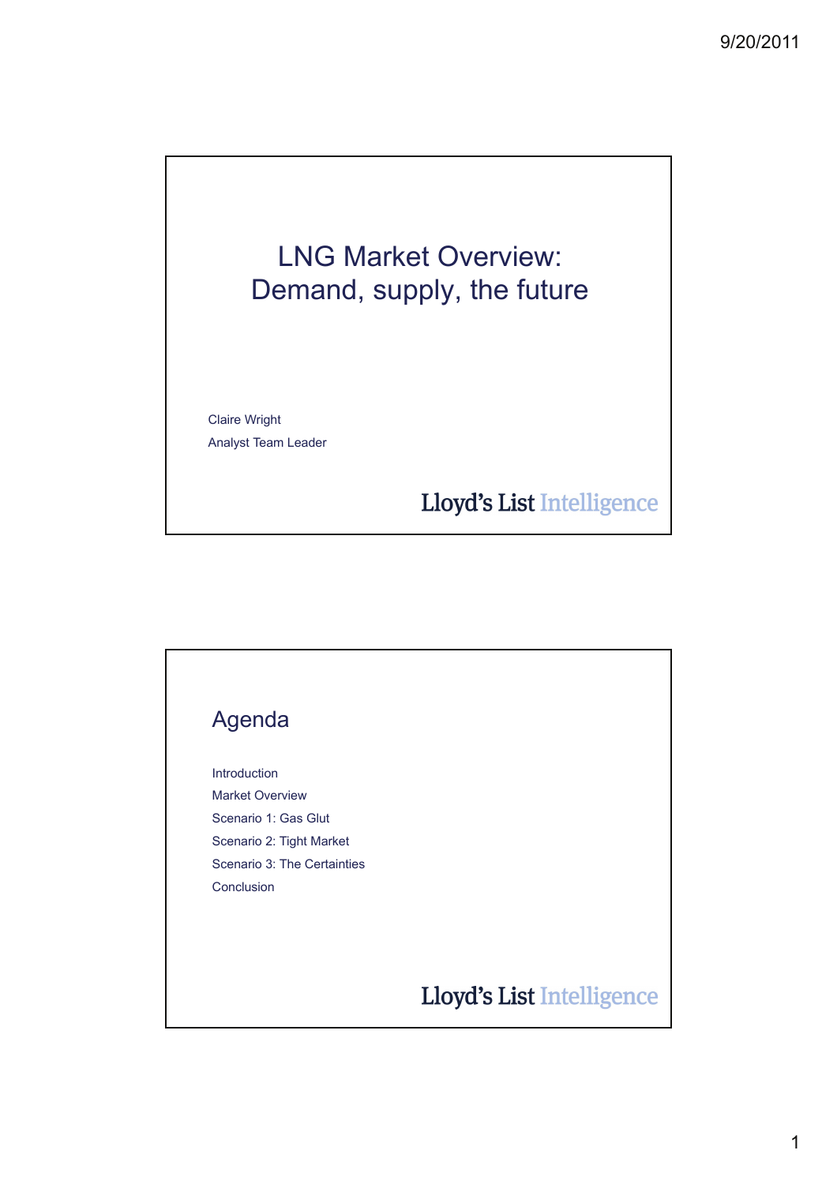# LNG Market Overview: Demand, supply, the future

Claire Wright

Analyst Team Leader

Lloyd's List Intelligence

## Agenda

Introduction

Market Overview

Scenario 1: Gas Glut

Scenario 2: Tight Market

Scenario 3: The Certainties

Conclusion

Lloyd's List Intelligence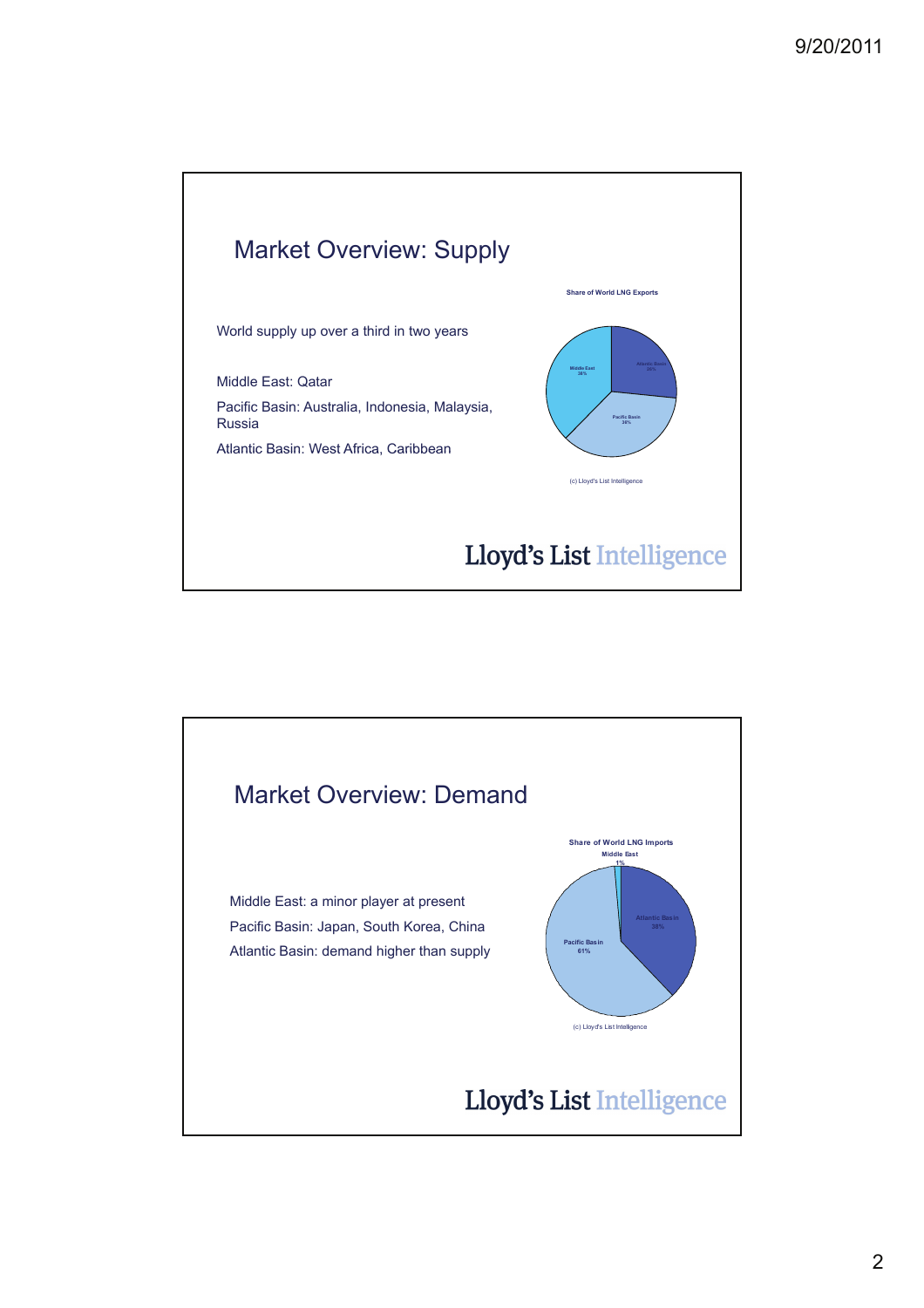## Market Overview: Supply

World supply up over a third in two years

Middle East: Qatar

Pacific Basin: Australia, Indonesia, Malaysia, Russia

Atlantic Basin: West Africa, Caribbean

**Share of World LNG Exports**

Middle East 38%

Atlantic Basin 26%

Pacific Basin 36%

(c) Lloyd's List Intelligence

Lloyd's List Intelligence

## Market Overview: Demand

Middle East: a minor player at present

Pacific Basin: Japan, South Korea, China

Atlantic Basin: demand higher than supply

**Share of World LNG Imports**

Middle East 1%

Atlantic Basin 38%

Pacific Basin 61%

(c) Lloyd's List Intelligence

Lloyd's List Intelligence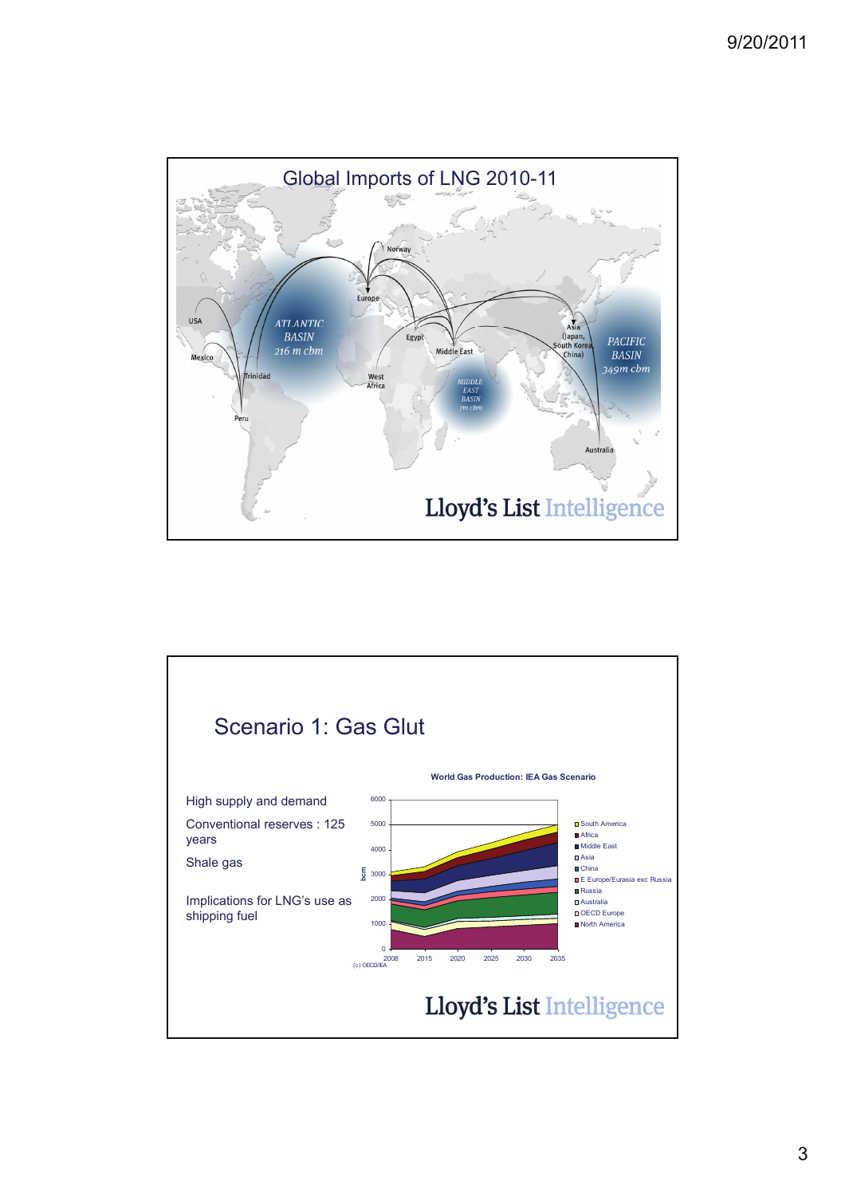## Global Imports of LNG 2010-11

USA

Mexico

Trinidad

Peru

ATLANTIC BASIN 216 m cbm

Europe

Norway

West Africa

Egypt

Middle East

MIDDLE EAST BASIN 7m cbm

Asia (Japan, South Korea, China)

PACIFIC BASIN 349m cbm

Australia

Lloyd's List Intelligence

## Scenario 1: Gas Glut

High supply and demand

Conventional reserves : 125 years

Shale gas

Implications for LNG's use as shipping fuel

**World Gas Production: IEA Gas Scenario**

bcm: 0, 1000, 2000, 3000, 4000, 5000, 6000

Years: 2008, 2015, 2020, 2025, 2030, 2035

Legend: South America, Africa, Middle East, Asia, China, E Europe/Eurasia exc Russia, Russia, Australia, OECD Europe, North America

(c) OECD/IEA

Lloyd's List Intelligence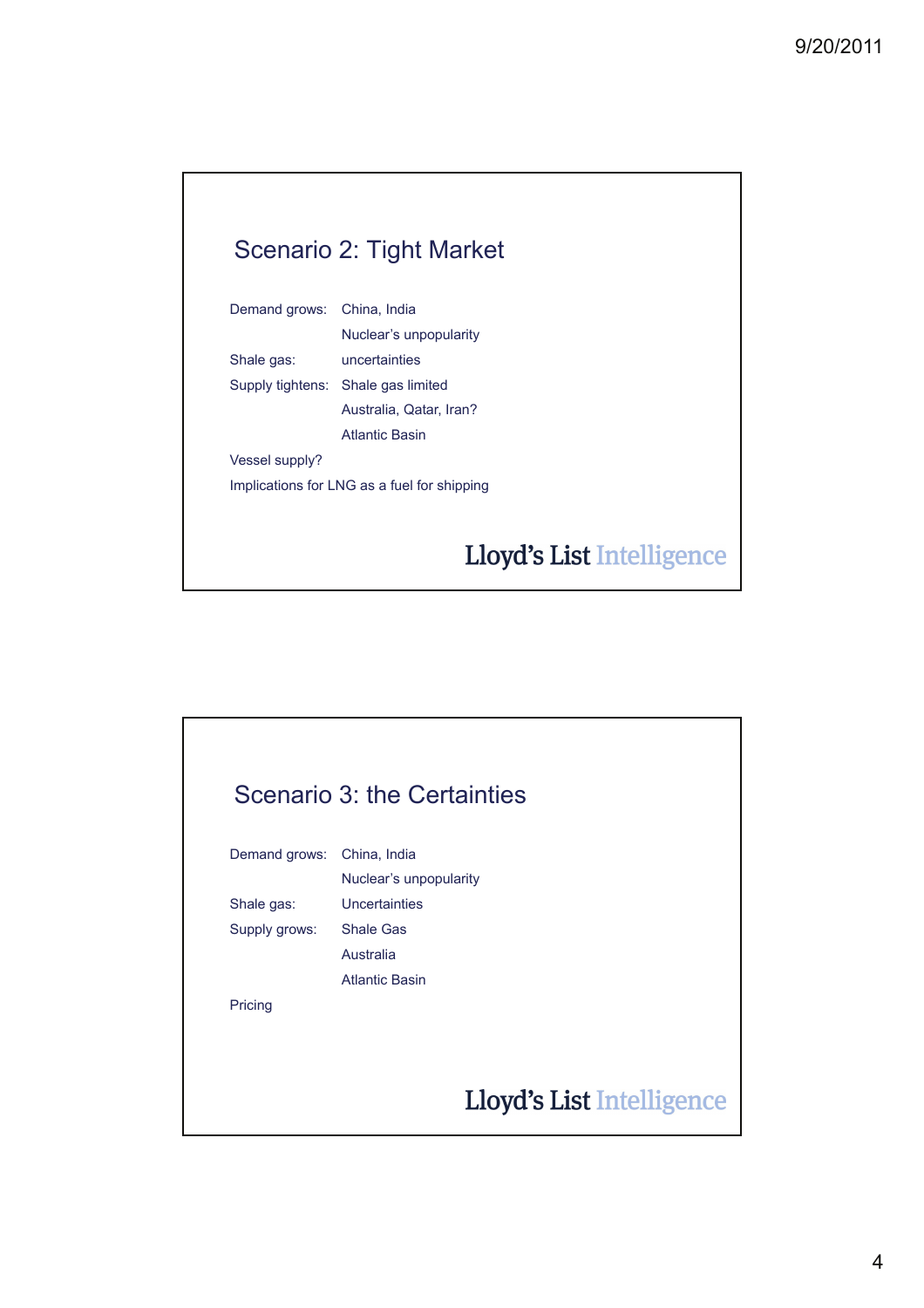## Scenario 2: Tight Market

| | |
|---|---|
| Demand grows: | China, India |
| | Nuclear’s unpopularity |
| Shale gas: | uncertainties |
| Supply tightens: | Shale gas limited |
| | Australia, Qatar, Iran? |
| | Atlantic Basin |

Vessel supply?

Implications for LNG as a fuel for shipping

Lloyd’s List Intelligence

## Scenario 3: the Certainties

| | |
|---|---|
| Demand grows: | China, India |
| | Nuclear’s unpopularity |
| Shale gas: | Uncertainties |
| Supply grows: | Shale Gas |
| | Australia |
| | Atlantic Basin |

Pricing

Lloyd’s List Intelligence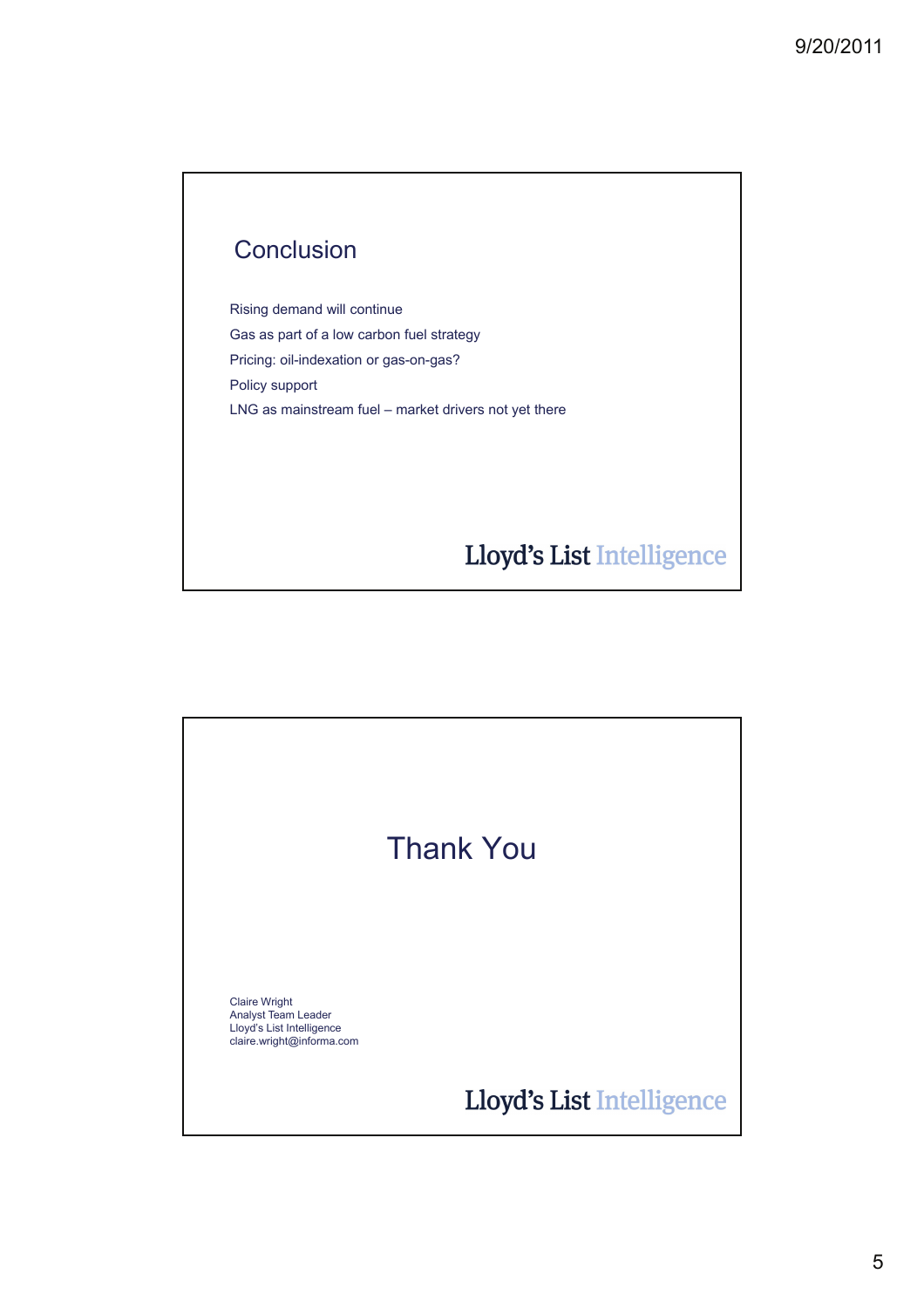## Conclusion

Rising demand will continue

Gas as part of a low carbon fuel strategy

Pricing: oil-indexation or gas-on-gas?

Policy support

LNG as mainstream fuel – market drivers not yet there

Lloyd's List Intelligence

## Thank You

Claire Wright
Analyst Team Leader
Lloyd's List Intelligence
claire.wright@informa.com

Lloyd's List Intelligence